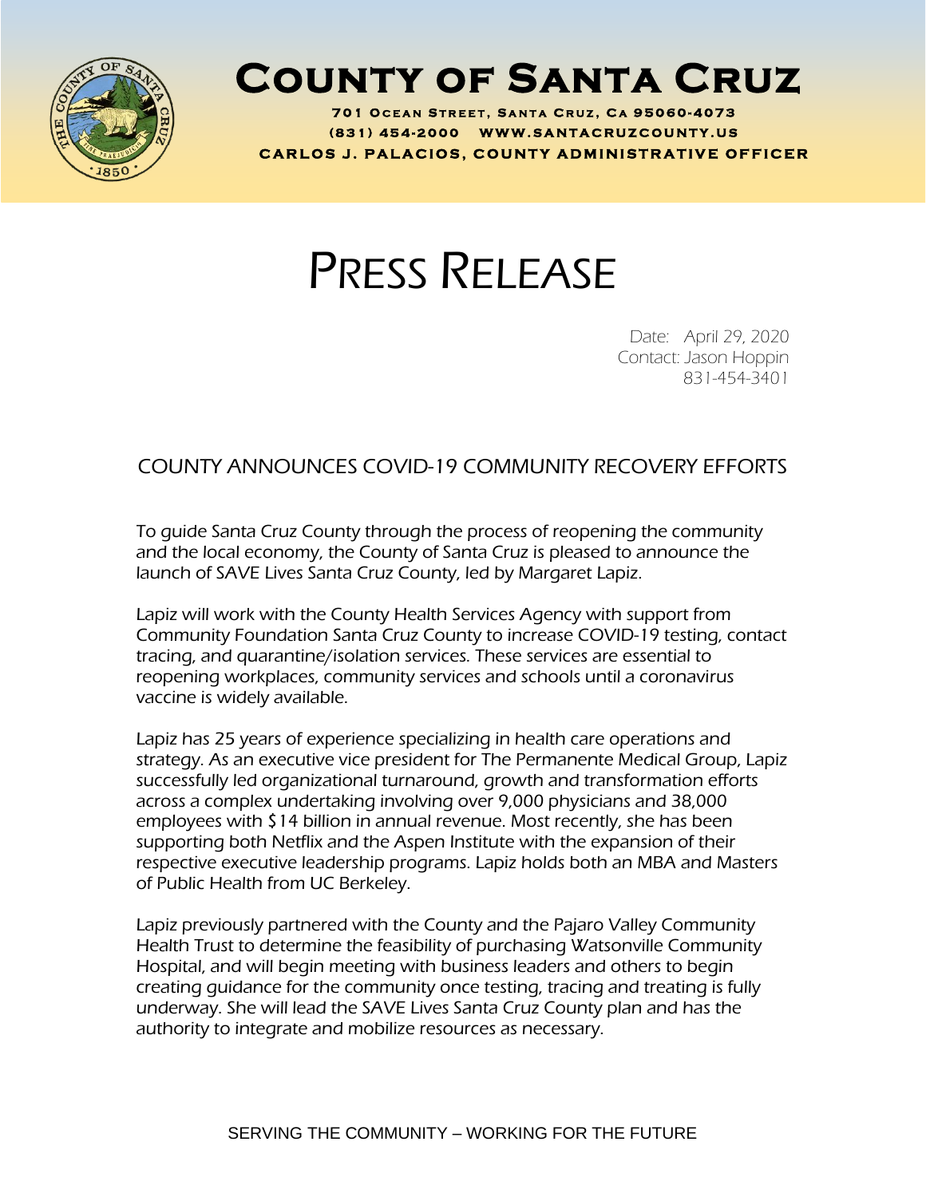# County of Santa Cruz

701 Ocean Street, Santa Cruz, Ca 95060-4073
(831) 454-2000 www.santacruzcounty.us
CARLOS J. PALACIOS, COUNTY ADMINISTRATIVE OFFICER

# Press Release

Date: April 29, 2020
Contact: Jason Hoppin
831-454-3401

## COUNTY ANNOUNCES COVID-19 COMMUNITY RECOVERY EFFORTS

To guide Santa Cruz County through the process of reopening the community and the local economy, the County of Santa Cruz is pleased to announce the launch of SAVE Lives Santa Cruz County, led by Margaret Lapiz.

Lapiz will work with the County Health Services Agency with support from Community Foundation Santa Cruz County to increase COVID-19 testing, contact tracing, and quarantine/isolation services. These services are essential to reopening workplaces, community services and schools until a coronavirus vaccine is widely available.

Lapiz has 25 years of experience specializing in health care operations and strategy. As an executive vice president for The Permanente Medical Group, Lapiz successfully led organizational turnaround, growth and transformation efforts across a complex undertaking involving over 9,000 physicians and 38,000 employees with $14 billion in annual revenue. Most recently, she has been supporting both Netflix and the Aspen Institute with the expansion of their respective executive leadership programs. Lapiz holds both an MBA and Masters of Public Health from UC Berkeley.

Lapiz previously partnered with the County and the Pajaro Valley Community Health Trust to determine the feasibility of purchasing Watsonville Community Hospital, and will begin meeting with business leaders and others to begin creating guidance for the community once testing, tracing and treating is fully underway. She will lead the SAVE Lives Santa Cruz County plan and has the authority to integrate and mobilize resources as necessary.

SERVING THE COMMUNITY – WORKING FOR THE FUTURE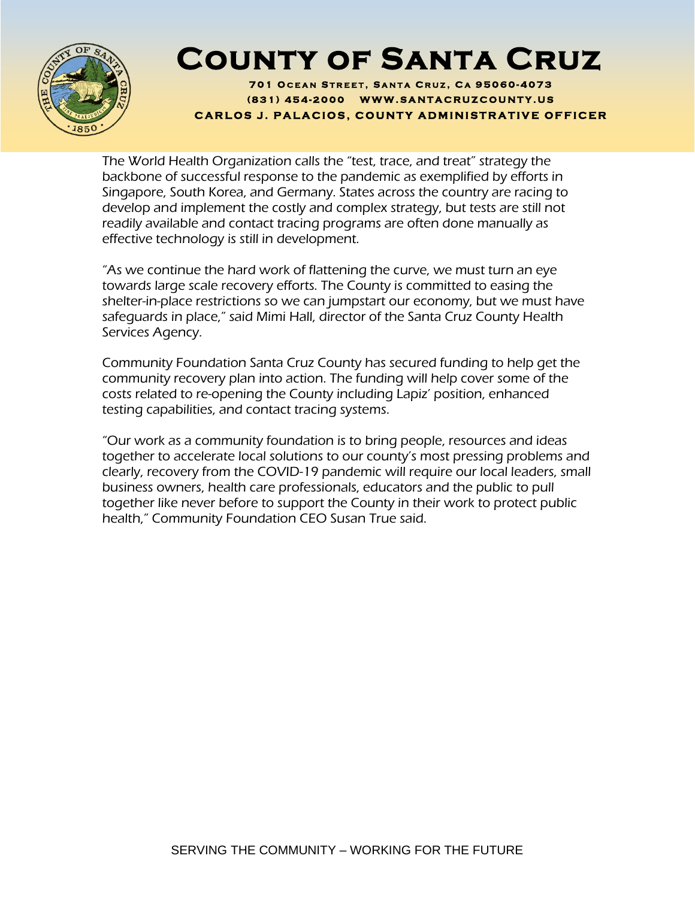The World Health Organization calls the "test, trace, and treat" strategy the backbone of successful response to the pandemic as exemplified by efforts in Singapore, South Korea, and Germany. States across the country are racing to develop and implement the costly and complex strategy, but tests are still not readily available and contact tracing programs are often done manually as effective technology is still in development.

"As we continue the hard work of flattening the curve, we must turn an eye towards large scale recovery efforts. The County is committed to easing the shelter-in-place restrictions so we can jumpstart our economy, but we must have safeguards in place," said Mimi Hall, director of the Santa Cruz County Health Services Agency.

Community Foundation Santa Cruz County has secured funding to help get the community recovery plan into action. The funding will help cover some of the costs related to re-opening the County including Lapiz' position, enhanced testing capabilities, and contact tracing systems.

"Our work as a community foundation is to bring people, resources and ideas together to accelerate local solutions to our county's most pressing problems and clearly, recovery from the COVID-19 pandemic will require our local leaders, small business owners, health care professionals, educators and the public to pull together like never before to support the County in their work to protect public health," Community Foundation CEO Susan True said.